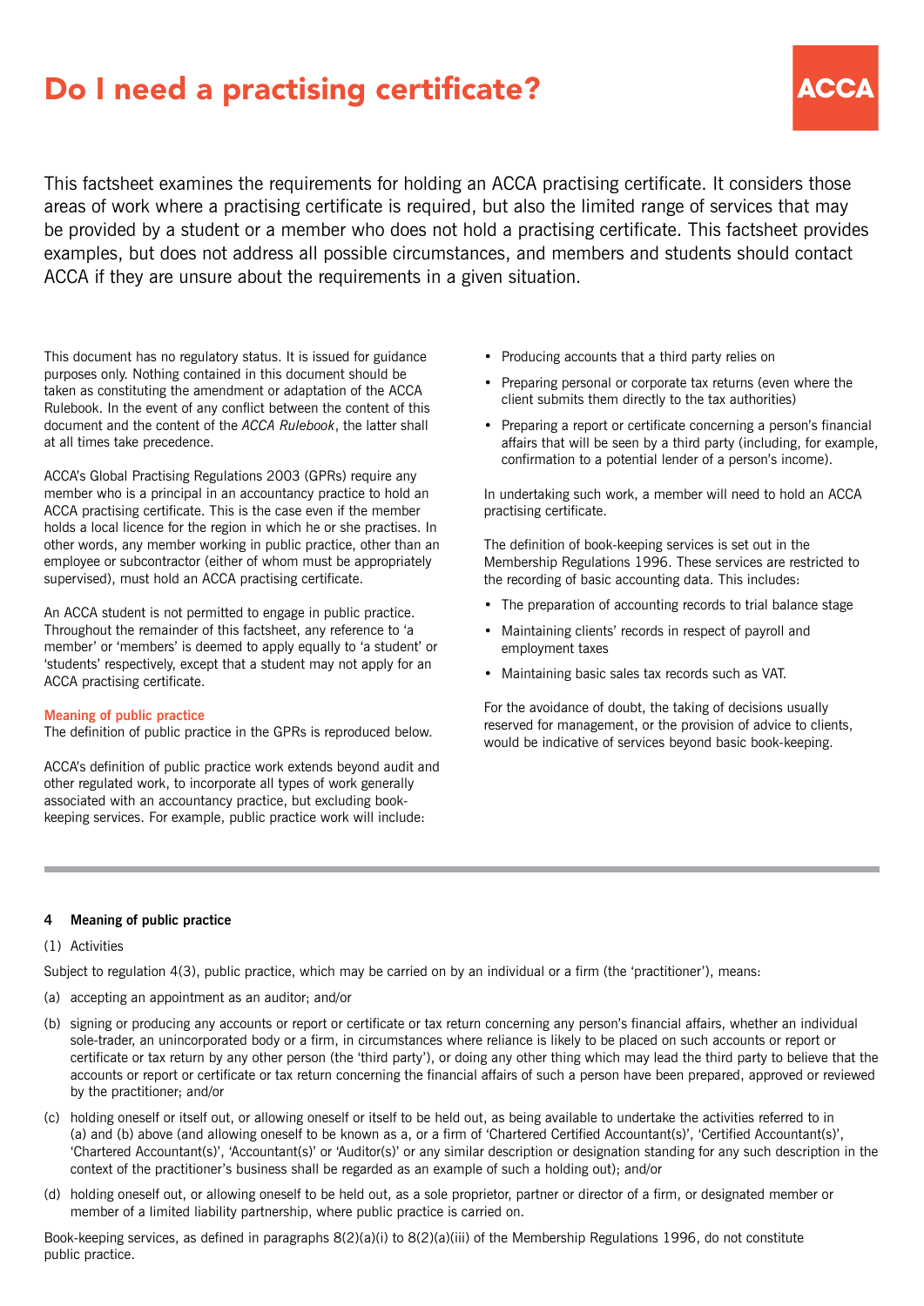# Do I need a practising certificate?

This factsheet examines the requirements for holding an ACCA practising certificate. It considers those areas of work where a practising certificate is required, but also the limited range of services that may be provided by a student or a member who does not hold a practising certificate. This factsheet provides examples, but does not address all possible circumstances, and members and students should contact ACCA if they are unsure about the requirements in a given situation.

This document has no regulatory status. It is issued for guidance purposes only. Nothing contained in this document should be taken as constituting the amendment or adaptation of the ACCA Rulebook. In the event of any conflict between the content of this document and the content of the *ACCA Rulebook*, the latter shall at all times take precedence.

ACCA's Global Practising Regulations 2003 (GPRs) require any member who is a principal in an accountancy practice to hold an ACCA practising certificate. This is the case even if the member holds a local licence for the region in which he or she practises. In other words, any member working in public practice, other than an employee or subcontractor (either of whom must be appropriately supervised), must hold an ACCA practising certificate.

An ACCA student is not permitted to engage in public practice. Throughout the remainder of this factsheet, any reference to 'a member' or 'members' is deemed to apply equally to 'a student' or 'students' respectively, except that a student may not apply for an ACCA practising certificate.

### Meaning of public practice

The definition of public practice in the GPRs is reproduced below.

ACCA's definition of public practice work extends beyond audit and other regulated work, to incorporate all types of work generally associated with an accountancy practice, but excluding book-keeping services. For example, public practice work will include:

- Producing accounts that a third party relies on
- Preparing personal or corporate tax returns (even where the client submits them directly to the tax authorities)
- Preparing a report or certificate concerning a person's financial affairs that will be seen by a third party (including, for example, confirmation to a potential lender of a person's income).

In undertaking such work, a member will need to hold an ACCA practising certificate.

The definition of book-keeping services is set out in the Membership Regulations 1996. These services are restricted to the recording of basic accounting data. This includes:

- The preparation of accounting records to trial balance stage
- Maintaining clients' records in respect of payroll and employment taxes
- Maintaining basic sales tax records such as VAT.

For the avoidance of doubt, the taking of decisions usually reserved for management, or the provision of advice to clients, would be indicative of services beyond basic book-keeping.

---

**4 Meaning of public practice**

(1) Activities

Subject to regulation 4(3), public practice, which may be carried on by an individual or a firm (the 'practitioner'), means:

(a) accepting an appointment as an auditor; and/or

(b) signing or producing any accounts or report or certificate or tax return concerning any person's financial affairs, whether an individual sole-trader, an unincorporated body or a firm, in circumstances where reliance is likely to be placed on such accounts or report or certificate or tax return by any other person (the 'third party'), or doing any other thing which may lead the third party to believe that the accounts or report or certificate or tax return concerning the financial affairs of such a person have been prepared, approved or reviewed by the practitioner; and/or

(c) holding oneself or itself out, or allowing oneself or itself to be held out, as being available to undertake the activities referred to in (a) and (b) above (and allowing oneself to be known as a, or a firm of 'Chartered Certified Accountant(s)', 'Certified Accountant(s)', 'Chartered Accountant(s)', 'Accountant(s)' or 'Auditor(s)' or any similar description or designation standing for any such description in the context of the practitioner's business shall be regarded as an example of such a holding out); and/or

(d) holding oneself out, or allowing oneself to be held out, as a sole proprietor, partner or director of a firm, or designated member or member of a limited liability partnership, where public practice is carried on.

Book-keeping services, as defined in paragraphs 8(2)(a)(i) to 8(2)(a)(iii) of the Membership Regulations 1996, do not constitute public practice.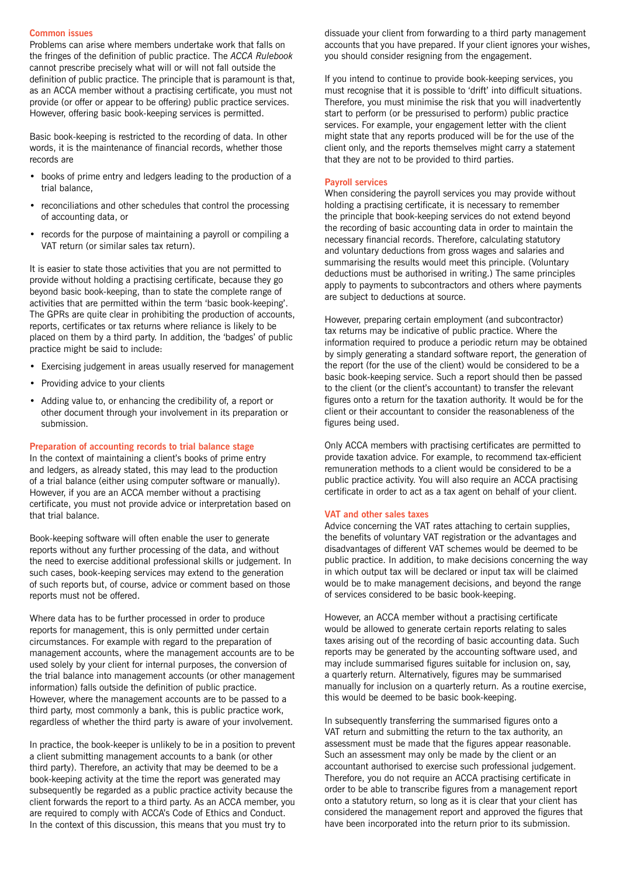## Common issues

Problems can arise where members undertake work that falls on the fringes of the definition of public practice. The *ACCA Rulebook* cannot prescribe precisely what will or will not fall outside the definition of public practice. The principle that is paramount is that, as an ACCA member without a practising certificate, you must not provide (or offer or appear to be offering) public practice services. However, offering basic book-keeping services is permitted.

Basic book-keeping is restricted to the recording of data. In other words, it is the maintenance of financial records, whether those records are

- books of prime entry and ledgers leading to the production of a trial balance,
- reconciliations and other schedules that control the processing of accounting data, or
- records for the purpose of maintaining a payroll or compiling a VAT return (or similar sales tax return).

It is easier to state those activities that you are not permitted to provide without holding a practising certificate, because they go beyond basic book-keeping, than to state the complete range of activities that are permitted within the term 'basic book-keeping'. The GPRs are quite clear in prohibiting the production of accounts, reports, certificates or tax returns where reliance is likely to be placed on them by a third party. In addition, the 'badges' of public practice might be said to include:

- Exercising judgement in areas usually reserved for management
- Providing advice to your clients
- Adding value to, or enhancing the credibility of, a report or other document through your involvement in its preparation or submission.

## Preparation of accounting records to trial balance stage

In the context of maintaining a client's books of prime entry and ledgers, as already stated, this may lead to the production of a trial balance (either using computer software or manually). However, if you are an ACCA member without a practising certificate, you must not provide advice or interpretation based on that trial balance.

Book-keeping software will often enable the user to generate reports without any further processing of the data, and without the need to exercise additional professional skills or judgement. In such cases, book-keeping services may extend to the generation of such reports but, of course, advice or comment based on those reports must not be offered.

Where data has to be further processed in order to produce reports for management, this is only permitted under certain circumstances. For example with regard to the preparation of management accounts, where the management accounts are to be used solely by your client for internal purposes, the conversion of the trial balance into management accounts (or other management information) falls outside the definition of public practice. However, where the management accounts are to be passed to a third party, most commonly a bank, this is public practice work, regardless of whether the third party is aware of your involvement.

In practice, the book-keeper is unlikely to be in a position to prevent a client submitting management accounts to a bank (or other third party). Therefore, an activity that may be deemed to be a book-keeping activity at the time the report was generated may subsequently be regarded as a public practice activity because the client forwards the report to a third party. As an ACCA member, you are required to comply with ACCA's Code of Ethics and Conduct. In the context of this discussion, this means that you must try to dissuade your client from forwarding to a third party management accounts that you have prepared. If your client ignores your wishes, you should consider resigning from the engagement.

If you intend to continue to provide book-keeping services, you must recognise that it is possible to 'drift' into difficult situations. Therefore, you must minimise the risk that you will inadvertently start to perform (or be pressurised to perform) public practice services. For example, your engagement letter with the client might state that any reports produced will be for the use of the client only, and the reports themselves might carry a statement that they are not to be provided to third parties.

## Payroll services

When considering the payroll services you may provide without holding a practising certificate, it is necessary to remember the principle that book-keeping services do not extend beyond the recording of basic accounting data in order to maintain the necessary financial records. Therefore, calculating statutory and voluntary deductions from gross wages and salaries and summarising the results would meet this principle. (Voluntary deductions must be authorised in writing.) The same principles apply to payments to subcontractors and others where payments are subject to deductions at source.

However, preparing certain employment (and subcontractor) tax returns may be indicative of public practice. Where the information required to produce a periodic return may be obtained by simply generating a standard software report, the generation of the report (for the use of the client) would be considered to be a basic book-keeping service. Such a report should then be passed to the client (or the client's accountant) to transfer the relevant figures onto a return for the taxation authority. It would be for the client or their accountant to consider the reasonableness of the figures being used.

Only ACCA members with practising certificates are permitted to provide taxation advice. For example, to recommend tax-efficient remuneration methods to a client would be considered to be a public practice activity. You will also require an ACCA practising certificate in order to act as a tax agent on behalf of your client.

## VAT and other sales taxes

Advice concerning the VAT rates attaching to certain supplies, the benefits of voluntary VAT registration or the advantages and disadvantages of different VAT schemes would be deemed to be public practice. In addition, to make decisions concerning the way in which output tax will be declared or input tax will be claimed would be to make management decisions, and beyond the range of services considered to be basic book-keeping.

However, an ACCA member without a practising certificate would be allowed to generate certain reports relating to sales taxes arising out of the recording of basic accounting data. Such reports may be generated by the accounting software used, and may include summarised figures suitable for inclusion on, say, a quarterly return. Alternatively, figures may be summarised manually for inclusion on a quarterly return. As a routine exercise, this would be deemed to be basic book-keeping.

In subsequently transferring the summarised figures onto a VAT return and submitting the return to the tax authority, an assessment must be made that the figures appear reasonable. Such an assessment may only be made by the client or an accountant authorised to exercise such professional judgement. Therefore, you do not require an ACCA practising certificate in order to be able to transcribe figures from a management report onto a statutory return, so long as it is clear that your client has considered the management report and approved the figures that have been incorporated into the return prior to its submission.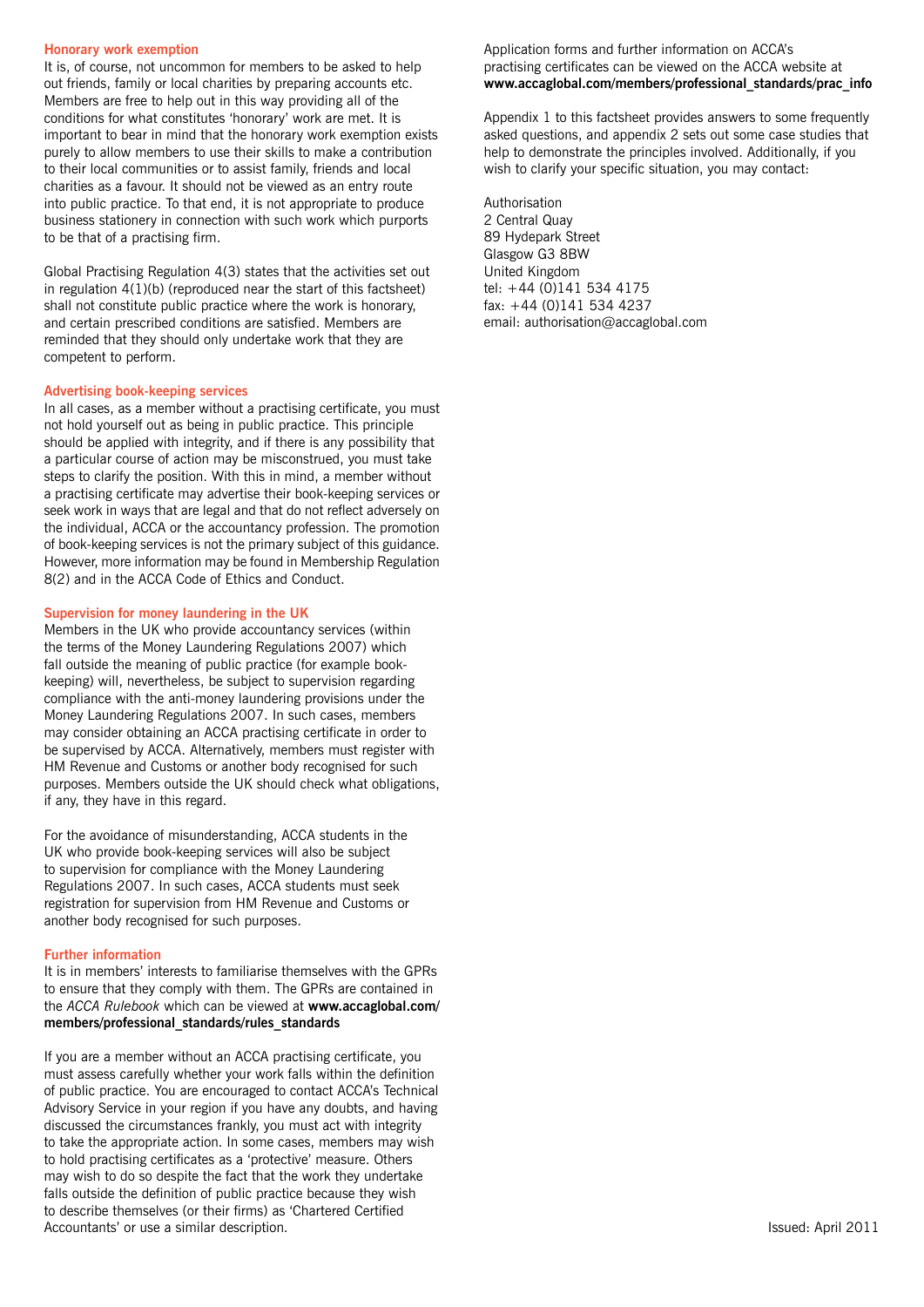### Honorary work exemption

It is, of course, not uncommon for members to be asked to help out friends, family or local charities by preparing accounts etc. Members are free to help out in this way providing all of the conditions for what constitutes 'honorary' work are met. It is important to bear in mind that the honorary work exemption exists purely to allow members to use their skills to make a contribution to their local communities or to assist family, friends and local charities as a favour. It should not be viewed as an entry route into public practice. To that end, it is not appropriate to produce business stationery in connection with such work which purports to be that of a practising firm.

Global Practising Regulation 4(3) states that the activities set out in regulation 4(1)(b) (reproduced near the start of this factsheet) shall not constitute public practice where the work is honorary, and certain prescribed conditions are satisfied. Members are reminded that they should only undertake work that they are competent to perform.

### Advertising book-keeping services

In all cases, as a member without a practising certificate, you must not hold yourself out as being in public practice. This principle should be applied with integrity, and if there is any possibility that a particular course of action may be misconstrued, you must take steps to clarify the position. With this in mind, a member without a practising certificate may advertise their book-keeping services or seek work in ways that are legal and that do not reflect adversely on the individual, ACCA or the accountancy profession. The promotion of book-keeping services is not the primary subject of this guidance. However, more information may be found in Membership Regulation 8(2) and in the ACCA Code of Ethics and Conduct.

### Supervision for money laundering in the UK

Members in the UK who provide accountancy services (within the terms of the Money Laundering Regulations 2007) which fall outside the meaning of public practice (for example book-keeping) will, nevertheless, be subject to supervision regarding compliance with the anti-money laundering provisions under the Money Laundering Regulations 2007. In such cases, members may consider obtaining an ACCA practising certificate in order to be supervised by ACCA. Alternatively, members must register with HM Revenue and Customs or another body recognised for such purposes. Members outside the UK should check what obligations, if any, they have in this regard.

For the avoidance of misunderstanding, ACCA students in the UK who provide book-keeping services will also be subject to supervision for compliance with the Money Laundering Regulations 2007. In such cases, ACCA students must seek registration for supervision from HM Revenue and Customs or another body recognised for such purposes.

### Further information

It is in members' interests to familiarise themselves with the GPRs to ensure that they comply with them. The GPRs are contained in the *ACCA Rulebook* which can be viewed at **www.accaglobal.com/members/professional_standards/rules_standards**

If you are a member without an ACCA practising certificate, you must assess carefully whether your work falls within the definition of public practice. You are encouraged to contact ACCA's Technical Advisory Service in your region if you have any doubts, and having discussed the circumstances frankly, you must act with integrity to take the appropriate action. In some cases, members may wish to hold practising certificates as a 'protective' measure. Others may wish to do so despite the fact that the work they undertake falls outside the definition of public practice because they wish to describe themselves (or their firms) as 'Chartered Certified Accountants' or use a similar description.

Application forms and further information on ACCA's practising certificates can be viewed on the ACCA website at **www.accaglobal.com/members/professional_standards/prac_info**

Appendix 1 to this factsheet provides answers to some frequently asked questions, and appendix 2 sets out some case studies that help to demonstrate the principles involved. Additionally, if you wish to clarify your specific situation, you may contact:

Authorisation
2 Central Quay
89 Hydepark Street
Glasgow G3 8BW
United Kingdom
tel: +44 (0)141 534 4175
fax: +44 (0)141 534 4237
email: authorisation@accaglobal.com

Issued: April 2011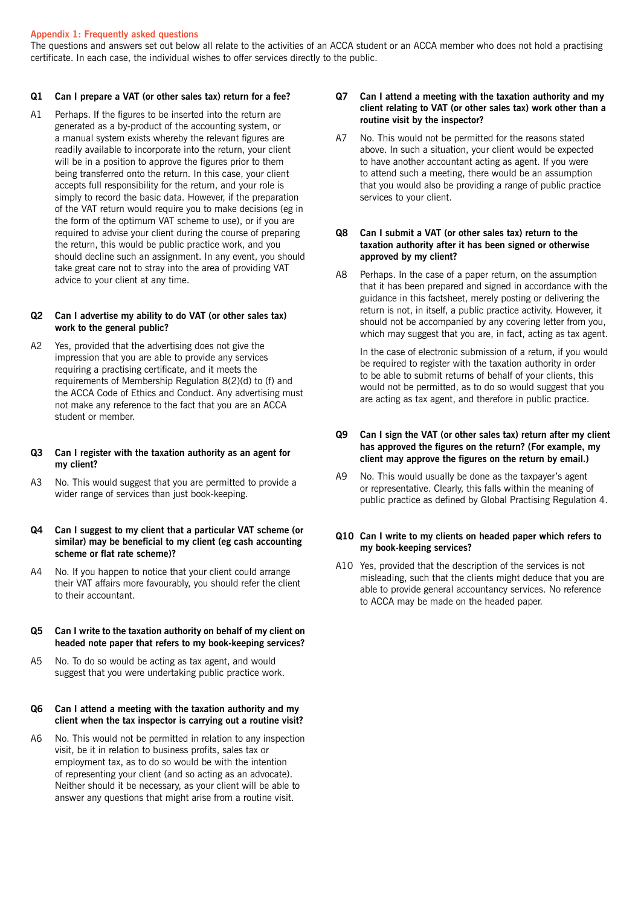## Appendix 1: Frequently asked questions

The questions and answers set out below all relate to the activities of an ACCA student or an ACCA member who does not hold a practising certificate. In each case, the individual wishes to offer services directly to the public.

**Q1 Can I prepare a VAT (or other sales tax) return for a fee?**

A1 Perhaps. If the figures to be inserted into the return are generated as a by-product of the accounting system, or a manual system exists whereby the relevant figures are readily available to incorporate into the return, your client will be in a position to approve the figures prior to them being transferred onto the return. In this case, your client accepts full responsibility for the return, and your role is simply to record the basic data. However, if the preparation of the VAT return would require you to make decisions (eg in the form of the optimum VAT scheme to use), or if you are required to advise your client during the course of preparing the return, this would be public practice work, and you should decline such an assignment. In any event, you should take great care not to stray into the area of providing VAT advice to your client at any time.

**Q2 Can I advertise my ability to do VAT (or other sales tax) work to the general public?**

A2 Yes, provided that the advertising does not give the impression that you are able to provide any services requiring a practising certificate, and it meets the requirements of Membership Regulation 8(2)(d) to (f) and the ACCA Code of Ethics and Conduct. Any advertising must not make any reference to the fact that you are an ACCA student or member.

**Q3 Can I register with the taxation authority as an agent for my client?**

A3 No. This would suggest that you are permitted to provide a wider range of services than just book-keeping.

**Q4 Can I suggest to my client that a particular VAT scheme (or similar) may be beneficial to my client (eg cash accounting scheme or flat rate scheme)?**

A4 No. If you happen to notice that your client could arrange their VAT affairs more favourably, you should refer the client to their accountant.

**Q5 Can I write to the taxation authority on behalf of my client on headed note paper that refers to my book-keeping services?**

A5 No. To do so would be acting as tax agent, and would suggest that you were undertaking public practice work.

**Q6 Can I attend a meeting with the taxation authority and my client when the tax inspector is carrying out a routine visit?**

A6 No. This would not be permitted in relation to any inspection visit, be it in relation to business profits, sales tax or employment tax, as to do so would be with the intention of representing your client (and so acting as an advocate). Neither should it be necessary, as your client will be able to answer any questions that might arise from a routine visit.

**Q7 Can I attend a meeting with the taxation authority and my client relating to VAT (or other sales tax) work other than a routine visit by the inspector?**

A7 No. This would not be permitted for the reasons stated above. In such a situation, your client would be expected to have another accountant acting as agent. If you were to attend such a meeting, there would be an assumption that you would also be providing a range of public practice services to your client.

**Q8 Can I submit a VAT (or other sales tax) return to the taxation authority after it has been signed or otherwise approved by my client?**

A8 Perhaps. In the case of a paper return, on the assumption that it has been prepared and signed in accordance with the guidance in this factsheet, merely posting or delivering the return is not, in itself, a public practice activity. However, it should not be accompanied by any covering letter from you, which may suggest that you are, in fact, acting as tax agent.

In the case of electronic submission of a return, if you would be required to register with the taxation authority in order to be able to submit returns of behalf of your clients, this would not be permitted, as to do so would suggest that you are acting as tax agent, and therefore in public practice.

**Q9 Can I sign the VAT (or other sales tax) return after my client has approved the figures on the return? (For example, my client may approve the figures on the return by email.)**

A9 No. This would usually be done as the taxpayer's agent or representative. Clearly, this falls within the meaning of public practice as defined by Global Practising Regulation 4.

**Q10 Can I write to my clients on headed paper which refers to my book-keeping services?**

A10 Yes, provided that the description of the services is not misleading, such that the clients might deduce that you are able to provide general accountancy services. No reference to ACCA may be made on the headed paper.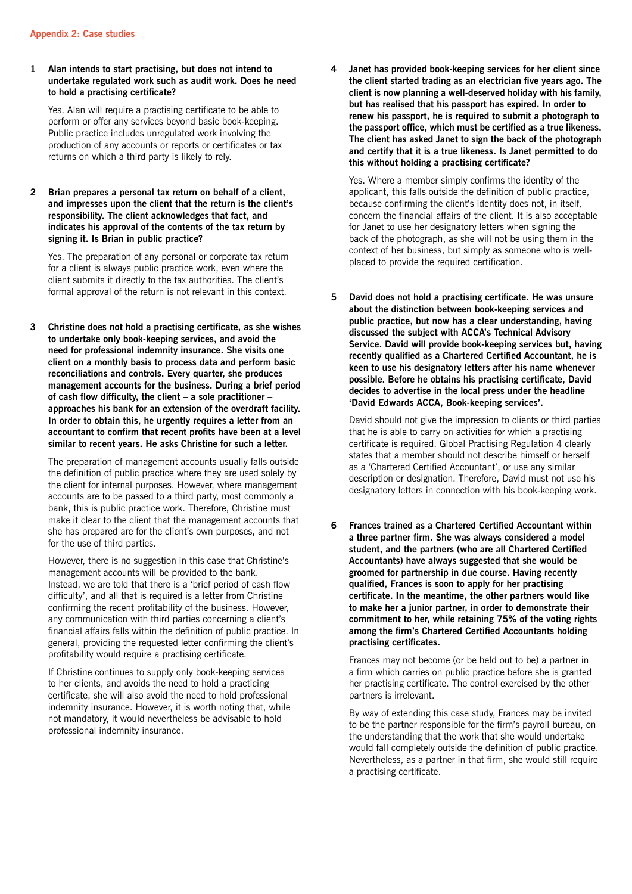## Appendix 2: Case studies

**1 Alan intends to start practising, but does not intend to undertake regulated work such as audit work. Does he need to hold a practising certificate?**

Yes. Alan will require a practising certificate to be able to perform or offer any services beyond basic book-keeping. Public practice includes unregulated work involving the production of any accounts or reports or certificates or tax returns on which a third party is likely to rely.

**2 Brian prepares a personal tax return on behalf of a client, and impresses upon the client that the return is the client's responsibility. The client acknowledges that fact, and indicates his approval of the contents of the tax return by signing it. Is Brian in public practice?**

Yes. The preparation of any personal or corporate tax return for a client is always public practice work, even where the client submits it directly to the tax authorities. The client's formal approval of the return is not relevant in this context.

**3 Christine does not hold a practising certificate, as she wishes to undertake only book-keeping services, and avoid the need for professional indemnity insurance. She visits one client on a monthly basis to process data and perform basic reconciliations and controls. Every quarter, she produces management accounts for the business. During a brief period of cash flow difficulty, the client – a sole practitioner – approaches his bank for an extension of the overdraft facility. In order to obtain this, he urgently requires a letter from an accountant to confirm that recent profits have been at a level similar to recent years. He asks Christine for such a letter.**

The preparation of management accounts usually falls outside the definition of public practice where they are used solely by the client for internal purposes. However, where management accounts are to be passed to a third party, most commonly a bank, this is public practice work. Therefore, Christine must make it clear to the client that the management accounts that she has prepared are for the client's own purposes, and not for the use of third parties.

However, there is no suggestion in this case that Christine's management accounts will be provided to the bank. Instead, we are told that there is a 'brief period of cash flow difficulty', and all that is required is a letter from Christine confirming the recent profitability of the business. However, any communication with third parties concerning a client's financial affairs falls within the definition of public practice. In general, providing the requested letter confirming the client's profitability would require a practising certificate.

If Christine continues to supply only book-keeping services to her clients, and avoids the need to hold a practicing certificate, she will also avoid the need to hold professional indemnity insurance. However, it is worth noting that, while not mandatory, it would nevertheless be advisable to hold professional indemnity insurance.

**4 Janet has provided book-keeping services for her client since the client started trading as an electrician five years ago. The client is now planning a well-deserved holiday with his family, but has realised that his passport has expired. In order to renew his passport, he is required to submit a photograph to the passport office, which must be certified as a true likeness. The client has asked Janet to sign the back of the photograph and certify that it is a true likeness. Is Janet permitted to do this without holding a practising certificate?**

Yes. Where a member simply confirms the identity of the applicant, this falls outside the definition of public practice, because confirming the client's identity does not, in itself, concern the financial affairs of the client. It is also acceptable for Janet to use her designatory letters when signing the back of the photograph, as she will not be using them in the context of her business, but simply as someone who is well-placed to provide the required certification.

**5 David does not hold a practising certificate. He was unsure about the distinction between book-keeping services and public practice, but now has a clear understanding, having discussed the subject with ACCA's Technical Advisory Service. David will provide book-keeping services but, having recently qualified as a Chartered Certified Accountant, he is keen to use his designatory letters after his name whenever possible. Before he obtains his practising certificate, David decides to advertise in the local press under the headline 'David Edwards ACCA, Book-keeping services'.**

David should not give the impression to clients or third parties that he is able to carry on activities for which a practising certificate is required. Global Practising Regulation 4 clearly states that a member should not describe himself or herself as a 'Chartered Certified Accountant', or use any similar description or designation. Therefore, David must not use his designatory letters in connection with his book-keeping work.

**6 Frances trained as a Chartered Certified Accountant within a three partner firm. She was always considered a model student, and the partners (who are all Chartered Certified Accountants) have always suggested that she would be groomed for partnership in due course. Having recently qualified, Frances is soon to apply for her practising certificate. In the meantime, the other partners would like to make her a junior partner, in order to demonstrate their commitment to her, while retaining 75% of the voting rights among the firm's Chartered Certified Accountants holding practising certificates.**

Frances may not become (or be held out to be) a partner in a firm which carries on public practice before she is granted her practising certificate. The control exercised by the other partners is irrelevant.

By way of extending this case study, Frances may be invited to be the partner responsible for the firm's payroll bureau, on the understanding that the work that she would undertake would fall completely outside the definition of public practice. Nevertheless, as a partner in that firm, she would still require a practising certificate.